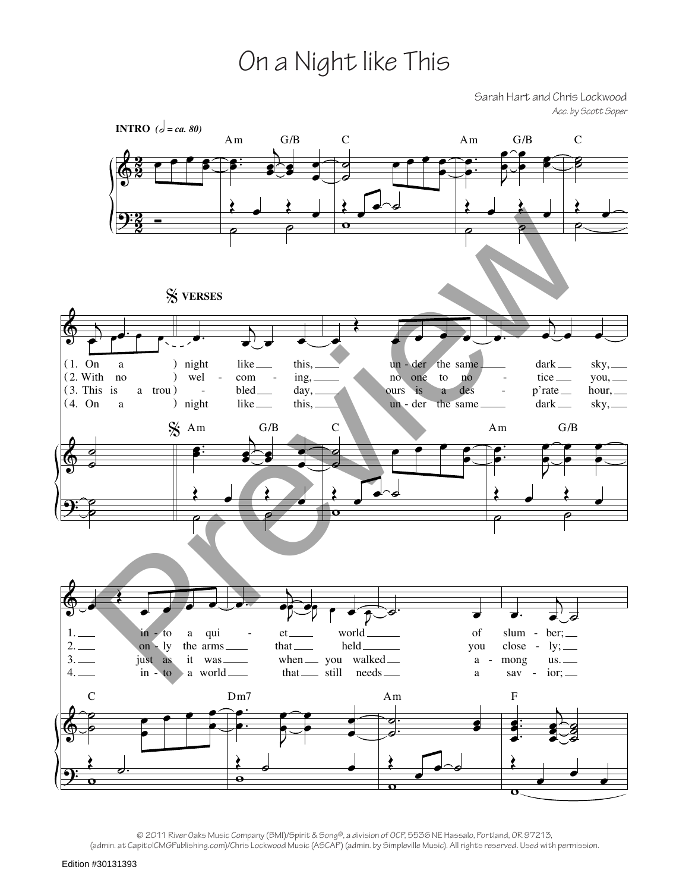# On a Night like This

Sarah Hart and Chris Lockwood

*Acc. by Scott Soper*

**INTRO** (𝅗𝅥 = ca. 80)

Am G/B C Am G/B C

**VERSES**

Am G/B C Am G/B

(1. On a) night like this, un - der the same dark sky,
(2. With no) wel - com - ing, no one to no - tice you,
(3. This is a trou) - bled day, ours is a des - p'rate hour,
(4. On a) night like this, un - der the same dark sky,

C Dm7 Am F

1. in - to a qui - et world of slum - ber;
2. on - ly the arms that held you close - ly;
3. just as it was when you walked a - mong us.
4. in - to a world that still needs a sav - ior;

© 2011 River Oaks Music Company (BMI)/Spirit & Song®, a division of OCP, 5536 NE Hassalo, Portland, OR 97213, (admin. at CapitolCMGPublishing.com)/Chris Lockwood Music (ASCAP) (admin. by Simpleville Music). All rights reserved. Used with permission.

Edition #30131393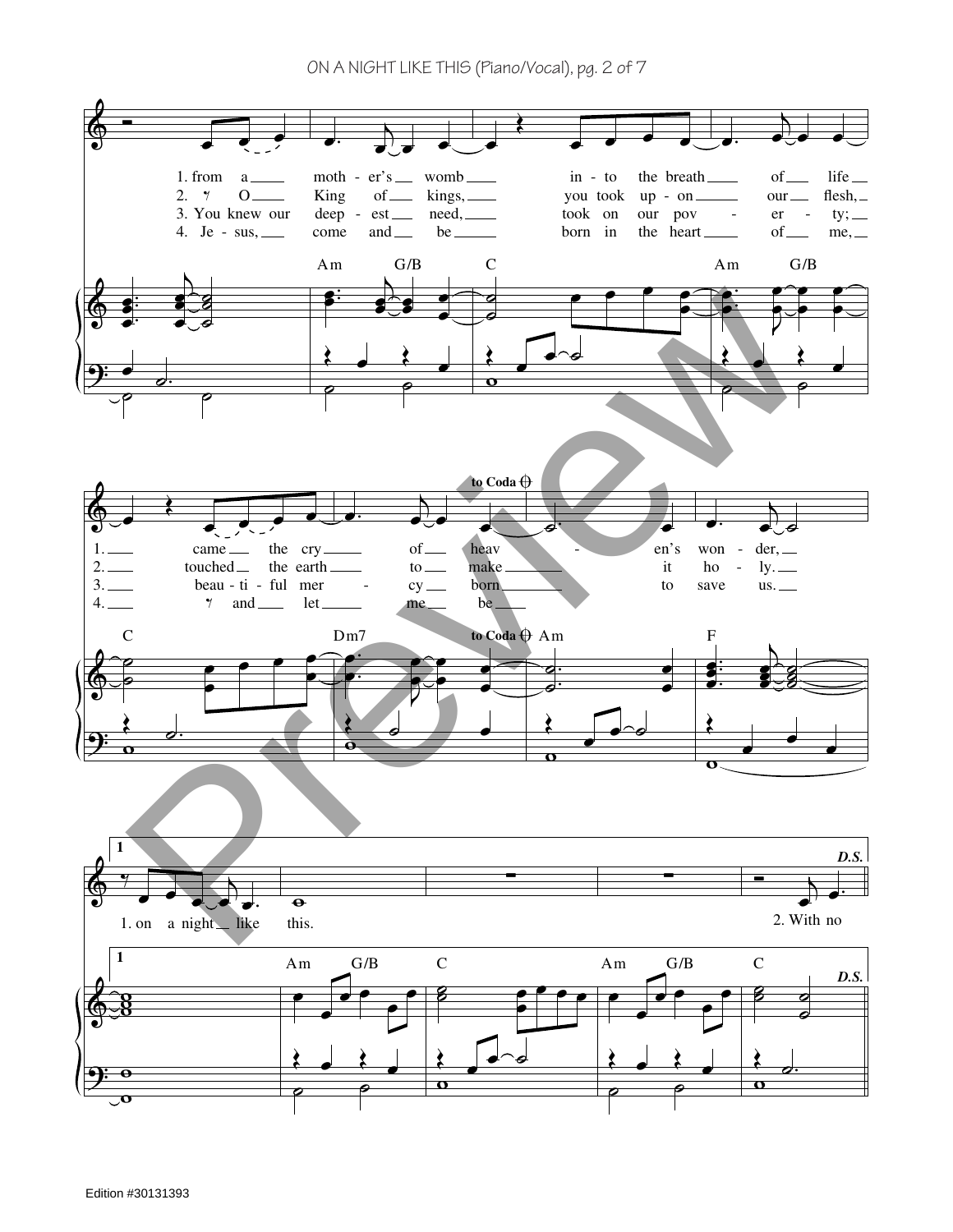1. from a moth - er's womb into the breath of life came the cry of heav - en's won - der,
2. O King of kings, you took up - on our flesh, touched the earth to make it ho - ly.
3. You knew our deep - est need, took on our pov - er - ty; beau - ti - ful mer - cy born to save us.
4. Je - sus, come and be born in the heart of me, and let me be

**to Coda** 𝄌

Am G/B C Am G/B C Dm7 Am F

**1**

1. on a night like this.

Am G/B C Am G/B C

2. With no

***D.S.***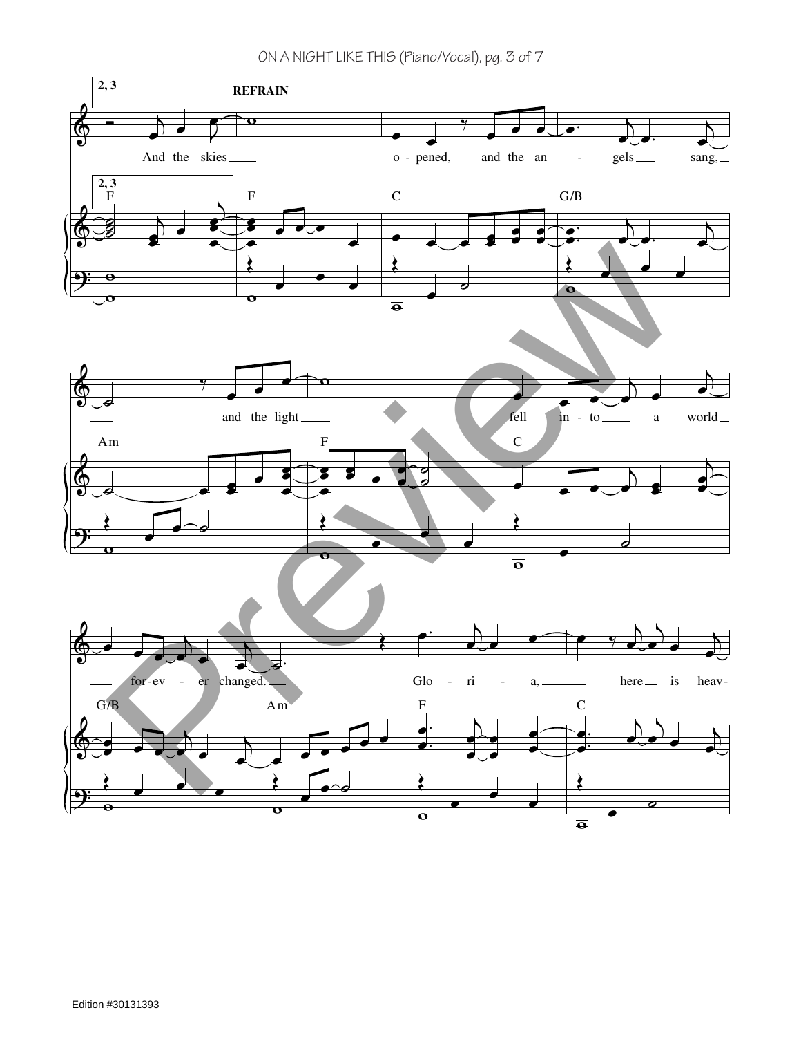**2, 3**

**REFRAIN**

And the skies ___ o - pened, and the an - gels ___ sang, ___ ___ and the light ___ fell in - to ___ a world ___ ___ for-ev - er changed. ___ Glo - ri - a, ___ here ___ is heav-

F F C G/B Am F C G/B Am F C

Edition #30131393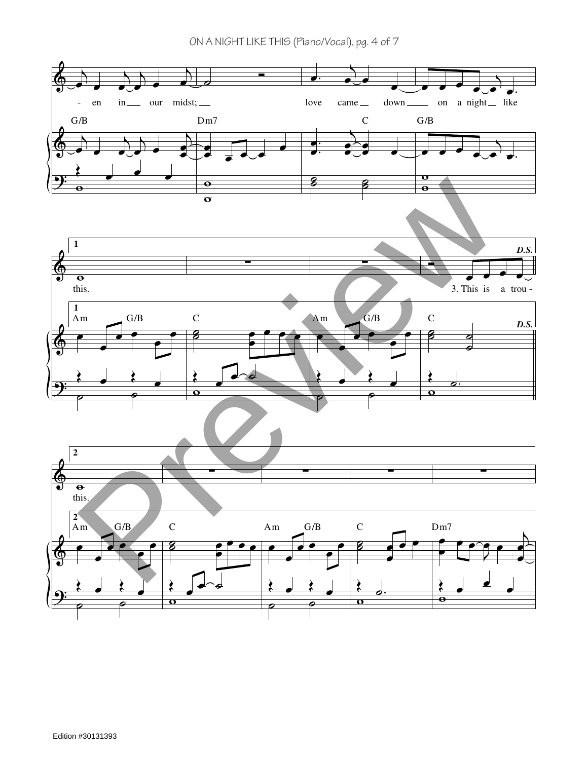-en in our midst; love came down on a night like

G/B Dm7 C G/B

**1**

this. 3. This is a trou-

Am G/B C Am G/B C

***D.S.***

**2**

this.

Am G/B C Am G/B C Dm7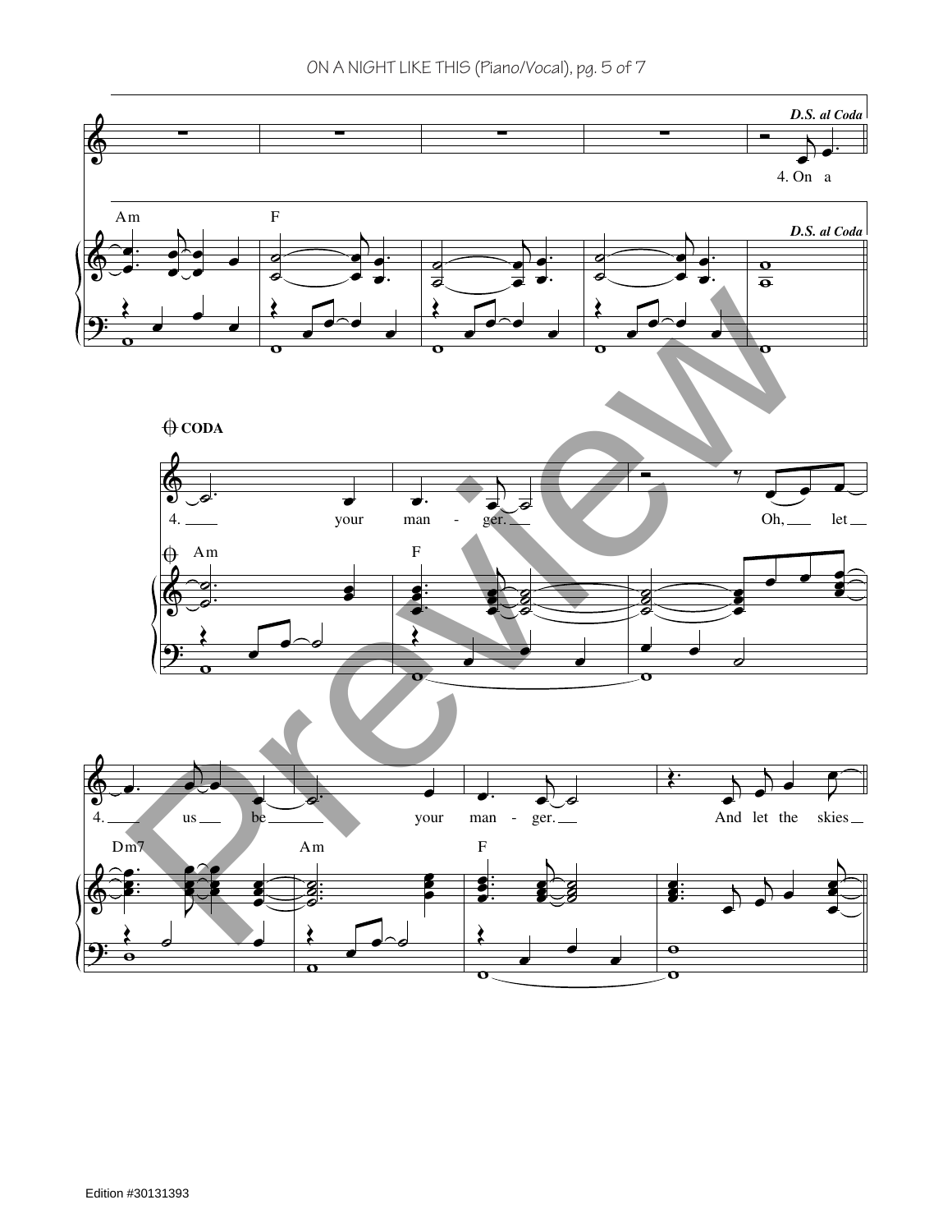*D.S. al Coda*

4. On a

Am F

*D.S. al Coda*

𝄌 **CODA**

4. ___ your man - ger. ___ Oh, ___ let ___

𝄌 Am F

4. ___ us ___ be ___ your man - ger. ___ And let the skies ___

Dm7 Am F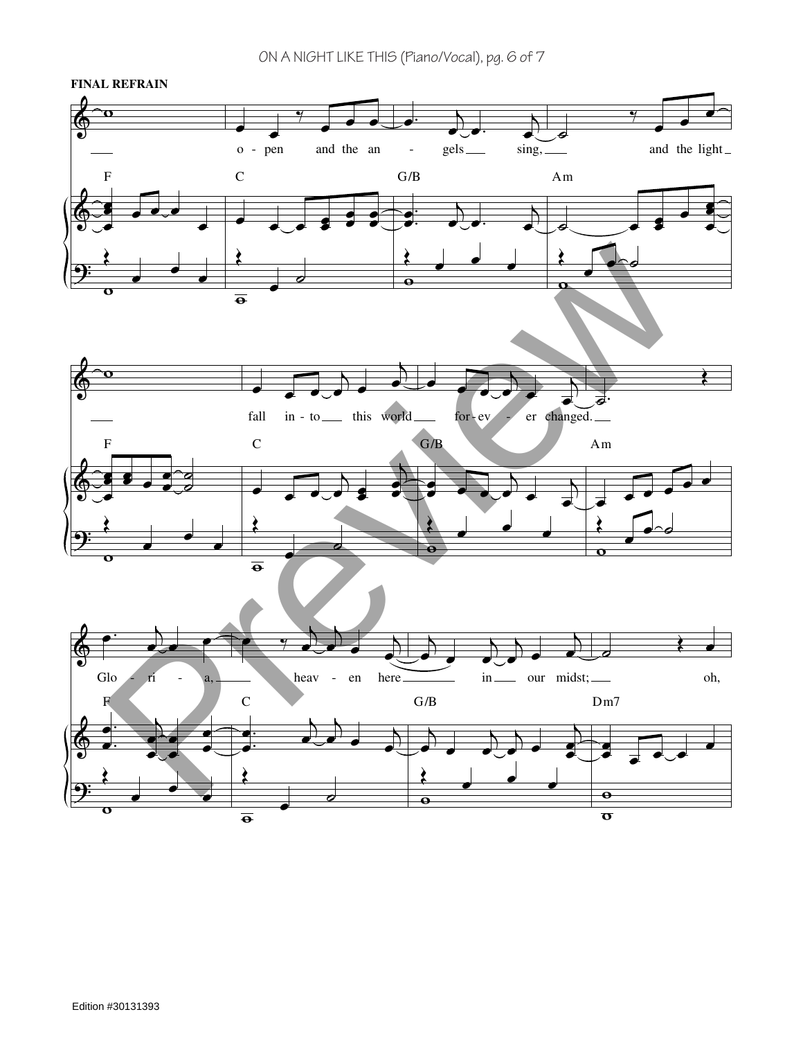**FINAL REFRAIN**

o - pen and the an - gels sing, and the light

F C G/B Am

fall in - to this world for - ev - er changed.

F C G/B Am

Glo - ri - a, heav - en here in our midst; oh,

F C G/B Dm7

Edition #30131393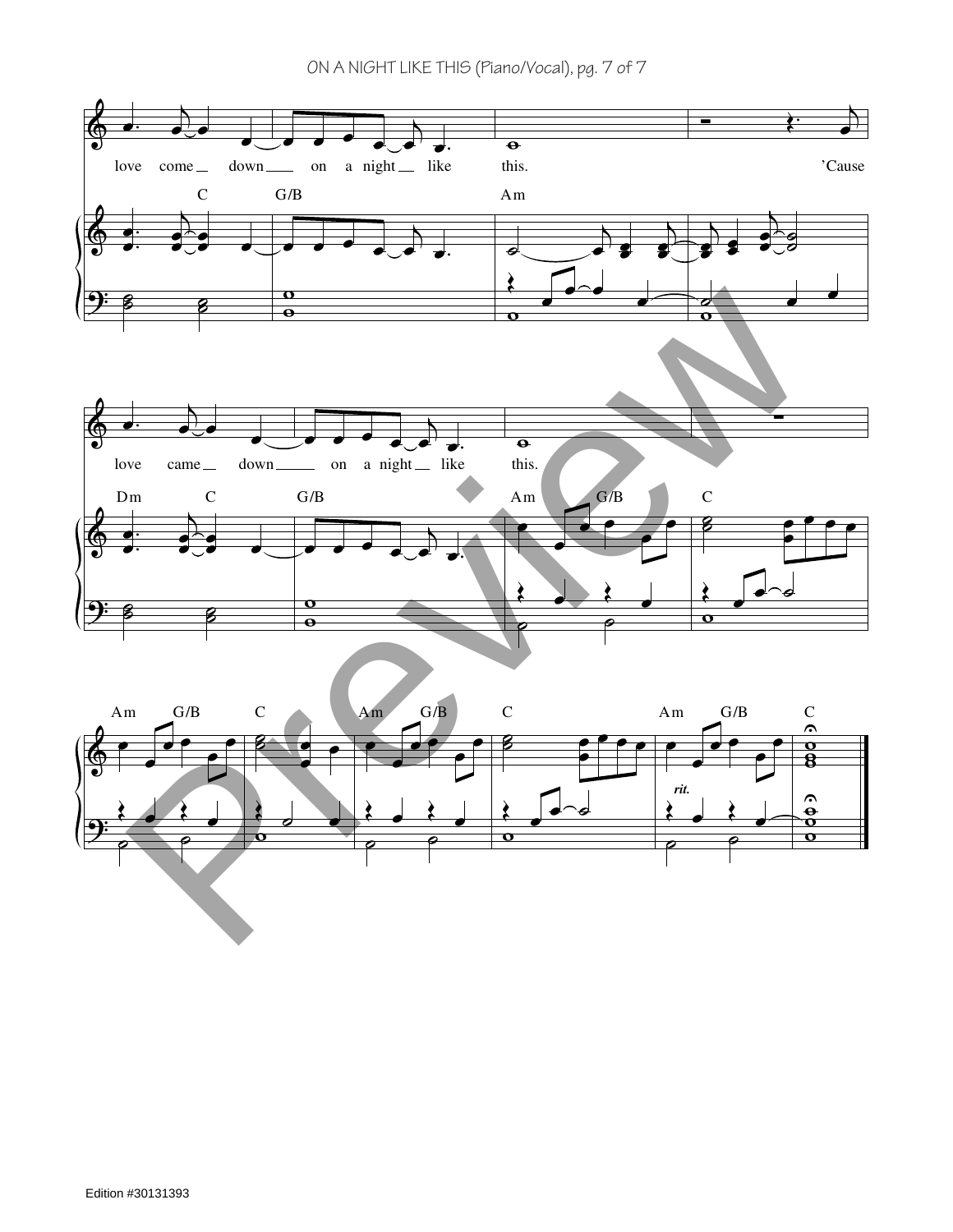love come down on a night like this. 'Cause

C G/B Am

love came down on a night like this.

Dm C G/B Am G/B C

Am G/B C Am G/B C Am G/B C

*rit.*